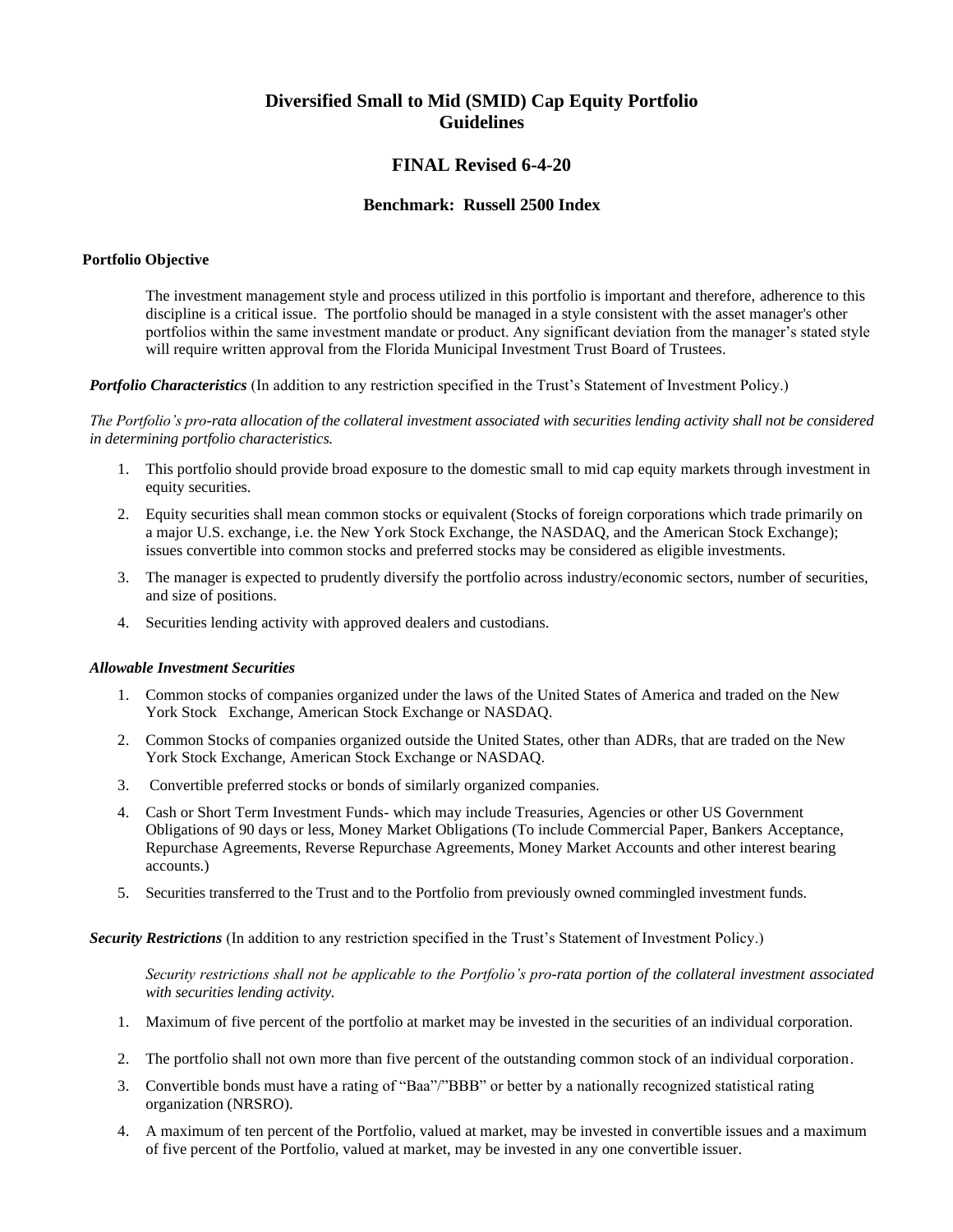# Diversified Small to Mid (SMID) Cap Equity Portfolio Guidelines

## FINAL Revised 6-4-20

### Benchmark: Russell 2500 Index

**Portfolio Objective**

The investment management style and process utilized in this portfolio is important and therefore, adherence to this discipline is a critical issue. The portfolio should be managed in a style consistent with the asset manager's other portfolios within the same investment mandate or product. Any significant deviation from the manager's stated style will require written approval from the Florida Municipal Investment Trust Board of Trustees.

***Portfolio Characteristics*** (In addition to any restriction specified in the Trust's Statement of Investment Policy.)

*The Portfolio's pro-rata allocation of the collateral investment associated with securities lending activity shall not be considered in determining portfolio characteristics.*

1. This portfolio should provide broad exposure to the domestic small to mid cap equity markets through investment in equity securities.
2. Equity securities shall mean common stocks or equivalent (Stocks of foreign corporations which trade primarily on a major U.S. exchange, i.e. the New York Stock Exchange, the NASDAQ, and the American Stock Exchange); issues convertible into common stocks and preferred stocks may be considered as eligible investments.
3. The manager is expected to prudently diversify the portfolio across industry/economic sectors, number of securities, and size of positions.
4. Securities lending activity with approved dealers and custodians.

***Allowable Investment Securities***

1. Common stocks of companies organized under the laws of the United States of America and traded on the New York Stock Exchange, American Stock Exchange or NASDAQ.
2. Common Stocks of companies organized outside the United States, other than ADRs, that are traded on the New York Stock Exchange, American Stock Exchange or NASDAQ.
3. Convertible preferred stocks or bonds of similarly organized companies.
4. Cash or Short Term Investment Funds- which may include Treasuries, Agencies or other US Government Obligations of 90 days or less, Money Market Obligations (To include Commercial Paper, Bankers Acceptance, Repurchase Agreements, Reverse Repurchase Agreements, Money Market Accounts and other interest bearing accounts.)
5. Securities transferred to the Trust and to the Portfolio from previously owned commingled investment funds.

***Security Restrictions*** (In addition to any restriction specified in the Trust's Statement of Investment Policy.)

*Security restrictions shall not be applicable to the Portfolio's pro-rata portion of the collateral investment associated with securities lending activity.*

1. Maximum of five percent of the portfolio at market may be invested in the securities of an individual corporation.
2. The portfolio shall not own more than five percent of the outstanding common stock of an individual corporation.
3. Convertible bonds must have a rating of "Baa"/"BBB" or better by a nationally recognized statistical rating organization (NRSRO).
4. A maximum of ten percent of the Portfolio, valued at market, may be invested in convertible issues and a maximum of five percent of the Portfolio, valued at market, may be invested in any one convertible issuer.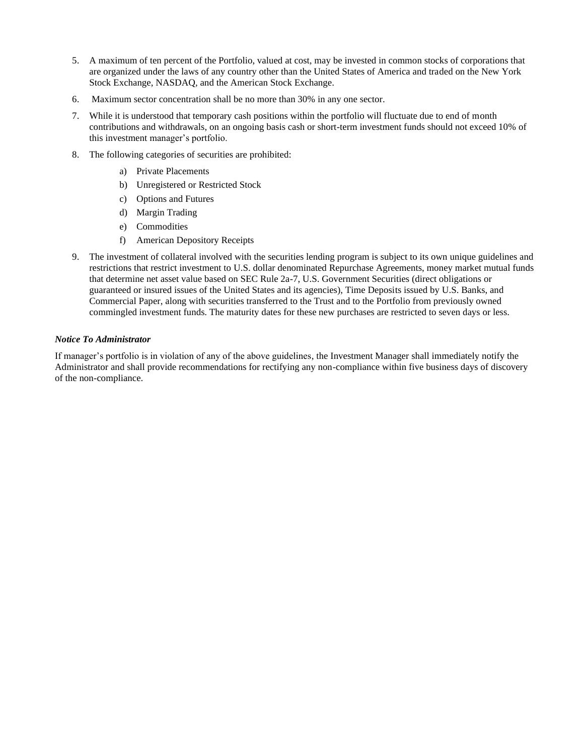5. A maximum of ten percent of the Portfolio, valued at cost, may be invested in common stocks of corporations that are organized under the laws of any country other than the United States of America and traded on the New York Stock Exchange, NASDAQ, and the American Stock Exchange.

6. Maximum sector concentration shall be no more than 30% in any one sector.

7. While it is understood that temporary cash positions within the portfolio will fluctuate due to end of month contributions and withdrawals, on an ongoing basis cash or short-term investment funds should not exceed 10% of this investment manager's portfolio.

8. The following categories of securities are prohibited:

   a) Private Placements
   b) Unregistered or Restricted Stock
   c) Options and Futures
   d) Margin Trading
   e) Commodities
   f) American Depository Receipts

9. The investment of collateral involved with the securities lending program is subject to its own unique guidelines and restrictions that restrict investment to U.S. dollar denominated Repurchase Agreements, money market mutual funds that determine net asset value based on SEC Rule 2a-7, U.S. Government Securities (direct obligations or guaranteed or insured issues of the United States and its agencies), Time Deposits issued by U.S. Banks, and Commercial Paper, along with securities transferred to the Trust and to the Portfolio from previously owned commingled investment funds. The maturity dates for these new purchases are restricted to seven days or less.

***Notice To Administrator***

If manager's portfolio is in violation of any of the above guidelines, the Investment Manager shall immediately notify the Administrator and shall provide recommendations for rectifying any non-compliance within five business days of discovery of the non-compliance.